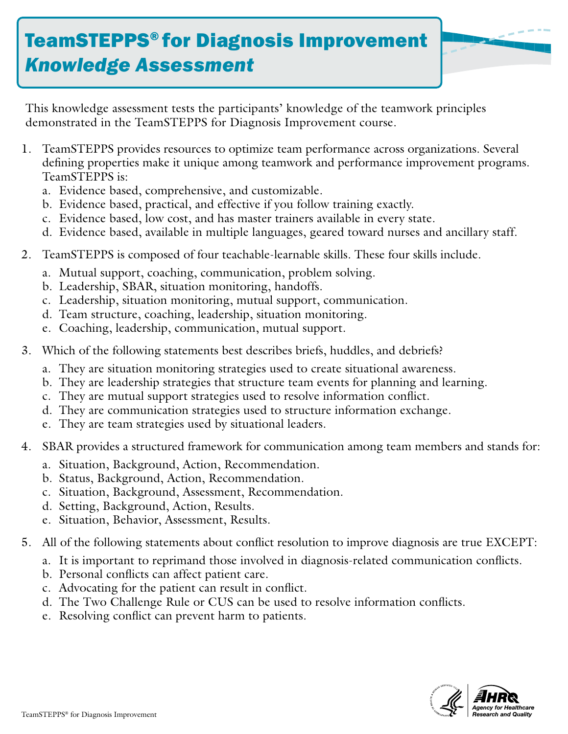# TeamSTEPPS® for Diagnosis Improvement *Knowledge Assessment*

This knowledge assessment tests the participants' knowledge of the teamwork principles demonstrated in the TeamSTEPPS for Diagnosis Improvement course.

1. TeamSTEPPS provides resources to optimize team performance across organizations. Several defining properties make it unique among teamwork and performance improvement programs. TeamSTEPPS is:
   a. Evidence based, comprehensive, and customizable.
   b. Evidence based, practical, and effective if you follow training exactly.
   c. Evidence based, low cost, and has master trainers available in every state.
   d. Evidence based, available in multiple languages, geared toward nurses and ancillary staff.

2. TeamSTEPPS is composed of four teachable-learnable skills. These four skills include.
   a. Mutual support, coaching, communication, problem solving.
   b. Leadership, SBAR, situation monitoring, handoffs.
   c. Leadership, situation monitoring, mutual support, communication.
   d. Team structure, coaching, leadership, situation monitoring.
   e. Coaching, leadership, communication, mutual support.

3. Which of the following statements best describes briefs, huddles, and debriefs?
   a. They are situation monitoring strategies used to create situational awareness.
   b. They are leadership strategies that structure team events for planning and learning.
   c. They are mutual support strategies used to resolve information conflict.
   d. They are communication strategies used to structure information exchange.
   e. They are team strategies used by situational leaders.

4. SBAR provides a structured framework for communication among team members and stands for:
   a. Situation, Background, Action, Recommendation.
   b. Status, Background, Action, Recommendation.
   c. Situation, Background, Assessment, Recommendation.
   d. Setting, Background, Action, Results.
   e. Situation, Behavior, Assessment, Results.

5. All of the following statements about conflict resolution to improve diagnosis are true EXCEPT:
   a. It is important to reprimand those involved in diagnosis-related communication conflicts.
   b. Personal conflicts can affect patient care.
   c. Advocating for the patient can result in conflict.
   d. The Two Challenge Rule or CUS can be used to resolve information conflicts.
   e. Resolving conflict can prevent harm to patients.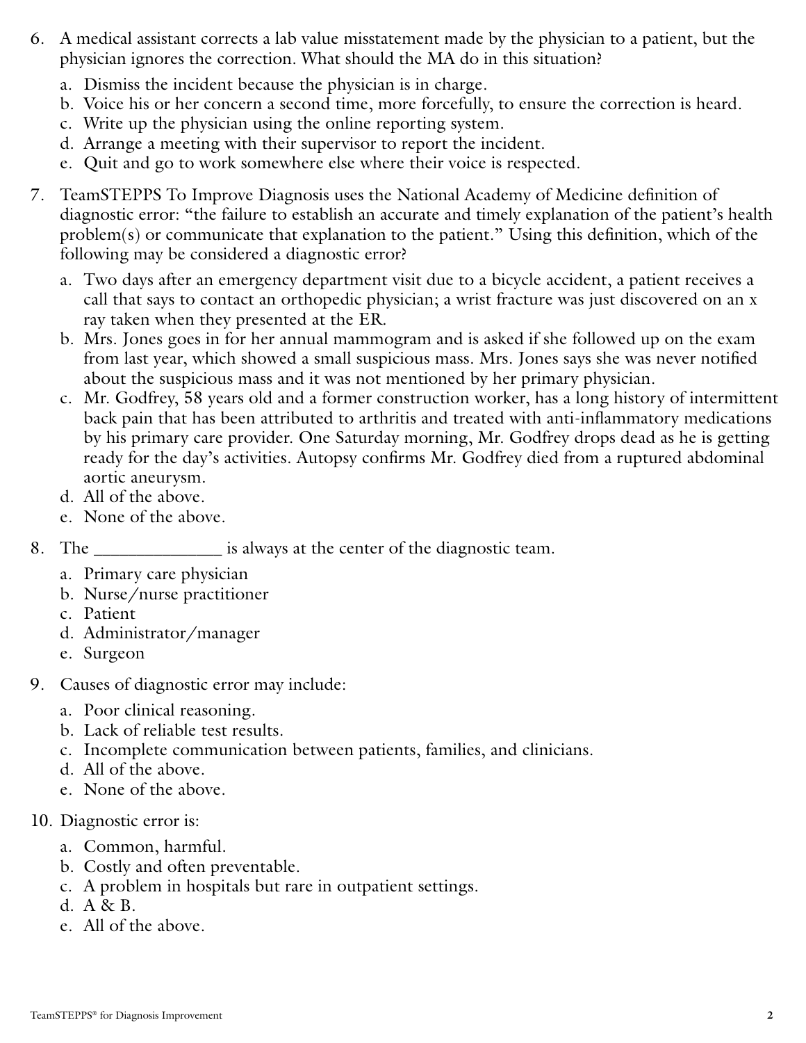6. A medical assistant corrects a lab value misstatement made by the physician to a patient, but the physician ignores the correction. What should the MA do in this situation?
    a. Dismiss the incident because the physician is in charge.
    b. Voice his or her concern a second time, more forcefully, to ensure the correction is heard.
    c. Write up the physician using the online reporting system.
    d. Arrange a meeting with their supervisor to report the incident.
    e. Quit and go to work somewhere else where their voice is respected.

7. TeamSTEPPS To Improve Diagnosis uses the National Academy of Medicine definition of diagnostic error: "the failure to establish an accurate and timely explanation of the patient's health problem(s) or communicate that explanation to the patient." Using this definition, which of the following may be considered a diagnostic error?
    a. Two days after an emergency department visit due to a bicycle accident, a patient receives a call that says to contact an orthopedic physician; a wrist fracture was just discovered on an x ray taken when they presented at the ER.
    b. Mrs. Jones goes in for her annual mammogram and is asked if she followed up on the exam from last year, which showed a small suspicious mass. Mrs. Jones says she was never notified about the suspicious mass and it was not mentioned by her primary physician.
    c. Mr. Godfrey, 58 years old and a former construction worker, has a long history of intermittent back pain that has been attributed to arthritis and treated with anti-inflammatory medications by his primary care provider. One Saturday morning, Mr. Godfrey drops dead as he is getting ready for the day's activities. Autopsy confirms Mr. Godfrey died from a ruptured abdominal aortic aneurysm.
    d. All of the above.
    e. None of the above.

8. The ______________ is always at the center of the diagnostic team.
    a. Primary care physician
    b. Nurse/nurse practitioner
    c. Patient
    d. Administrator/manager
    e. Surgeon

9. Causes of diagnostic error may include:
    a. Poor clinical reasoning.
    b. Lack of reliable test results.
    c. Incomplete communication between patients, families, and clinicians.
    d. All of the above.
    e. None of the above.

10. Diagnostic error is:
    a. Common, harmful.
    b. Costly and often preventable.
    c. A problem in hospitals but rare in outpatient settings.
    d. A & B.
    e. All of the above.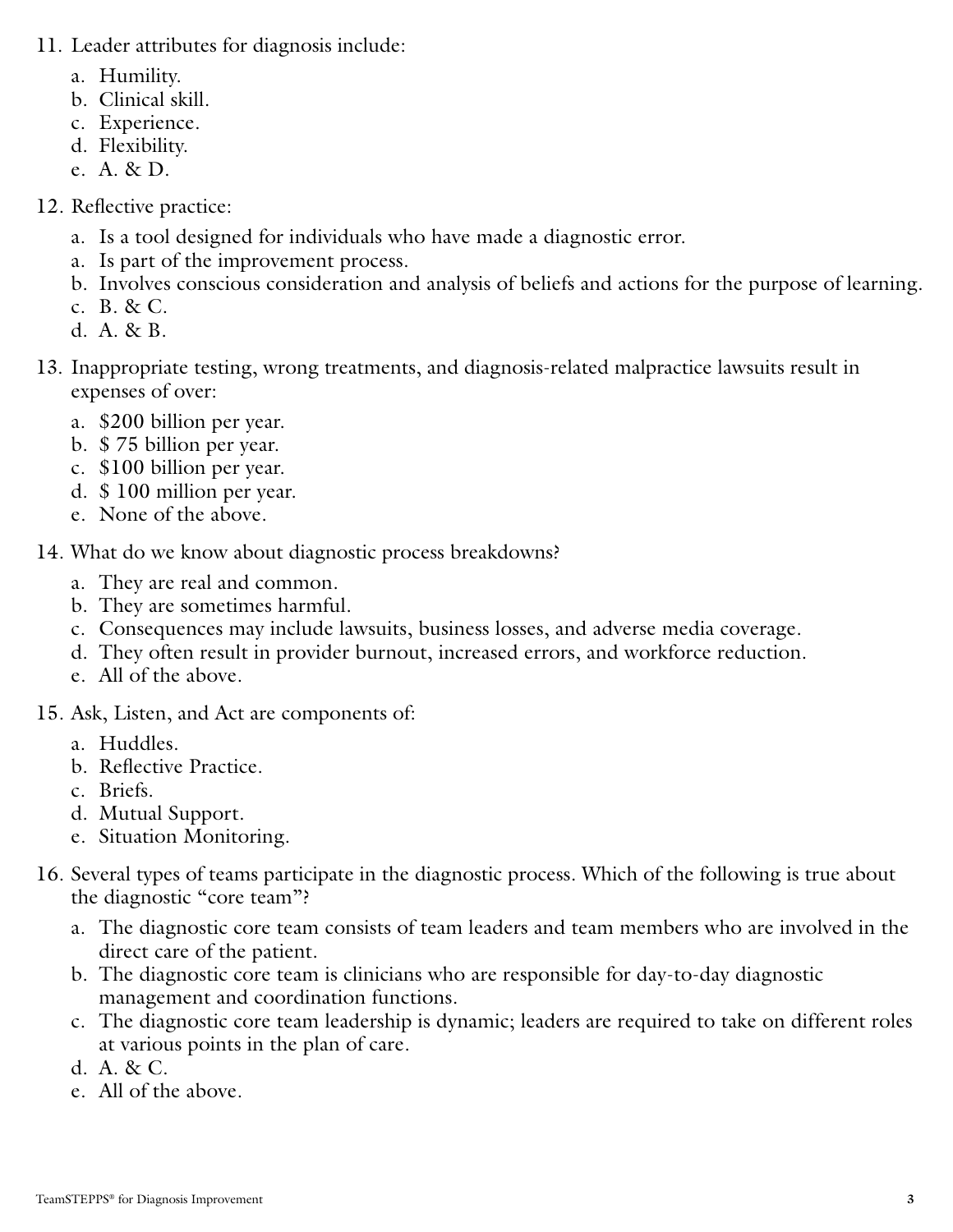11. Leader attributes for diagnosis include:
    a. Humility.
    b. Clinical skill.
    c. Experience.
    d. Flexibility.
    e. A. & D.

12. Reflective practice:
    a. Is a tool designed for individuals who have made a diagnostic error.
    a. Is part of the improvement process.
    b. Involves conscious consideration and analysis of beliefs and actions for the purpose of learning.
    c. B. & C.
    d. A. & B.

13. Inappropriate testing, wrong treatments, and diagnosis-related malpractice lawsuits result in expenses of over:
    a. $200 billion per year.
    b. $ 75 billion per year.
    c. $100 billion per year.
    d. $ 100 million per year.
    e. None of the above.

14. What do we know about diagnostic process breakdowns?
    a. They are real and common.
    b. They are sometimes harmful.
    c. Consequences may include lawsuits, business losses, and adverse media coverage.
    d. They often result in provider burnout, increased errors, and workforce reduction.
    e. All of the above.

15. Ask, Listen, and Act are components of:
    a. Huddles.
    b. Reflective Practice.
    c. Briefs.
    d. Mutual Support.
    e. Situation Monitoring.

16. Several types of teams participate in the diagnostic process. Which of the following is true about the diagnostic "core team"?
    a. The diagnostic core team consists of team leaders and team members who are involved in the direct care of the patient.
    b. The diagnostic core team is clinicians who are responsible for day-to-day diagnostic management and coordination functions.
    c. The diagnostic core team leadership is dynamic; leaders are required to take on different roles at various points in the plan of care.
    d. A. & C.
    e. All of the above.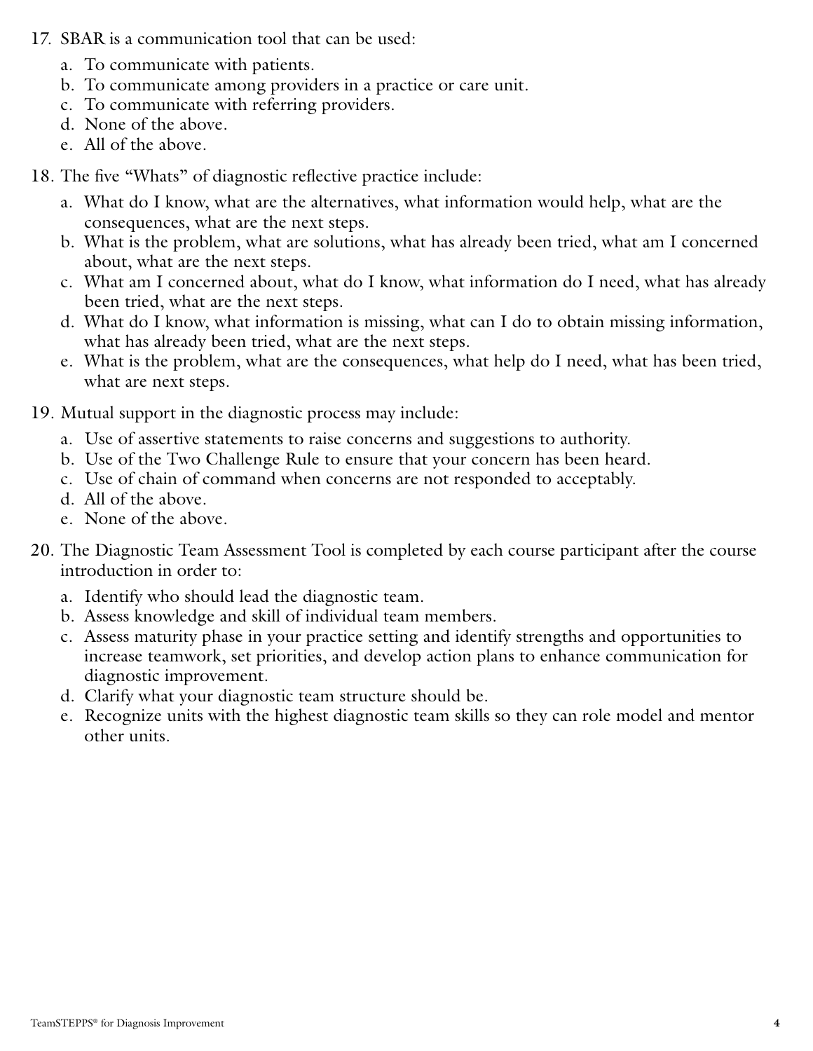17. SBAR is a communication tool that can be used:
    a. To communicate with patients.
    b. To communicate among providers in a practice or care unit.
    c. To communicate with referring providers.
    d. None of the above.
    e. All of the above.

18. The five "Whats" of diagnostic reflective practice include:
    a. What do I know, what are the alternatives, what information would help, what are the consequences, what are the next steps.
    b. What is the problem, what are solutions, what has already been tried, what am I concerned about, what are the next steps.
    c. What am I concerned about, what do I know, what information do I need, what has already been tried, what are the next steps.
    d. What do I know, what information is missing, what can I do to obtain missing information, what has already been tried, what are the next steps.
    e. What is the problem, what are the consequences, what help do I need, what has been tried, what are next steps.

19. Mutual support in the diagnostic process may include:
    a. Use of assertive statements to raise concerns and suggestions to authority.
    b. Use of the Two Challenge Rule to ensure that your concern has been heard.
    c. Use of chain of command when concerns are not responded to acceptably.
    d. All of the above.
    e. None of the above.

20. The Diagnostic Team Assessment Tool is completed by each course participant after the course introduction in order to:
    a. Identify who should lead the diagnostic team.
    b. Assess knowledge and skill of individual team members.
    c. Assess maturity phase in your practice setting and identify strengths and opportunities to increase teamwork, set priorities, and develop action plans to enhance communication for diagnostic improvement.
    d. Clarify what your diagnostic team structure should be.
    e. Recognize units with the highest diagnostic team skills so they can role model and mentor other units.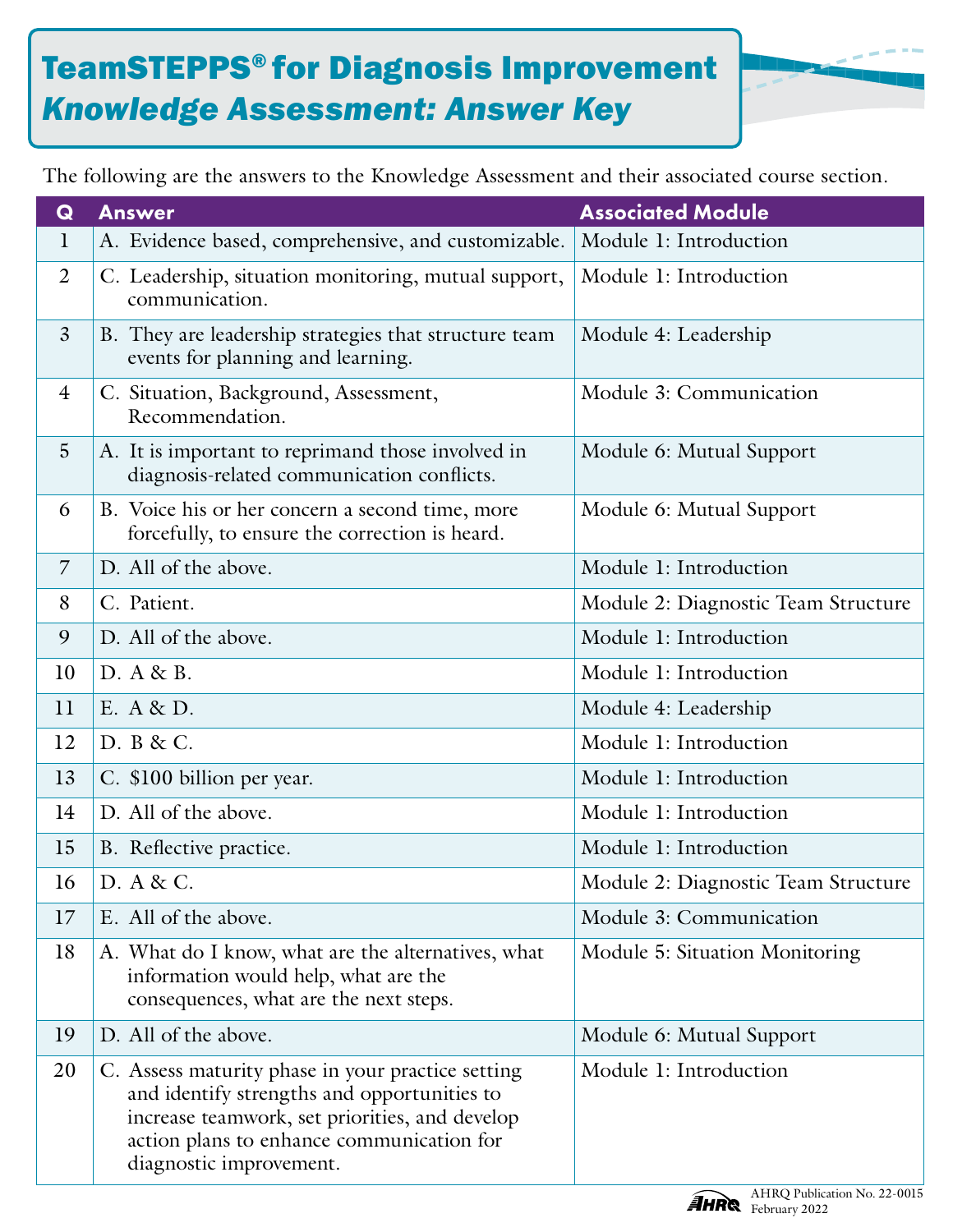# TeamSTEPPS® for Diagnosis Improvement

## *Knowledge Assessment: Answer Key*

The following are the answers to the Knowledge Assessment and their associated course section.

| Q | Answer | Associated Module |
|---|---|---|
| 1 | A. Evidence based, comprehensive, and customizable. | Module 1: Introduction |
| 2 | C. Leadership, situation monitoring, mutual support, communication. | Module 1: Introduction |
| 3 | B. They are leadership strategies that structure team events for planning and learning. | Module 4: Leadership |
| 4 | C. Situation, Background, Assessment, Recommendation. | Module 3: Communication |
| 5 | A. It is important to reprimand those involved in diagnosis-related communication conflicts. | Module 6: Mutual Support |
| 6 | B. Voice his or her concern a second time, more forcefully, to ensure the correction is heard. | Module 6: Mutual Support |
| 7 | D. All of the above. | Module 1: Introduction |
| 8 | C. Patient. | Module 2: Diagnostic Team Structure |
| 9 | D. All of the above. | Module 1: Introduction |
| 10 | D. A & B. | Module 1: Introduction |
| 11 | E. A & D. | Module 4: Leadership |
| 12 | D. B & C. | Module 1: Introduction |
| 13 | C. $100 billion per year. | Module 1: Introduction |
| 14 | D. All of the above. | Module 1: Introduction |
| 15 | B. Reflective practice. | Module 1: Introduction |
| 16 | D. A & C. | Module 2: Diagnostic Team Structure |
| 17 | E. All of the above. | Module 3: Communication |
| 18 | A. What do I know, what are the alternatives, what information would help, what are the consequences, what are the next steps. | Module 5: Situation Monitoring |
| 19 | D. All of the above. | Module 6: Mutual Support |
| 20 | C. Assess maturity phase in your practice setting and identify strengths and opportunities to increase teamwork, set priorities, and develop action plans to enhance communication for diagnostic improvement. | Module 1: Introduction |

AHRQ Publication No. 22-0015
February 2022